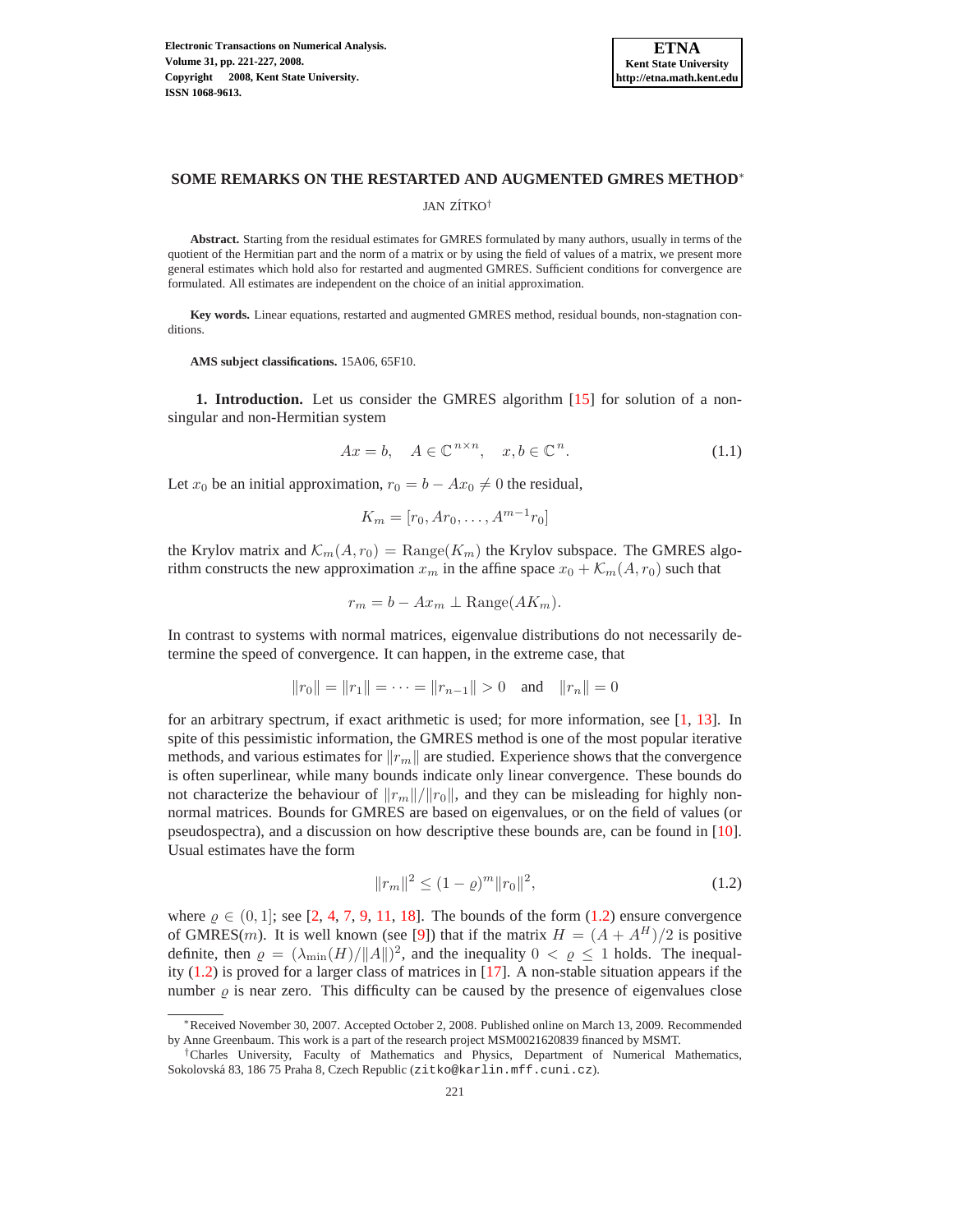# SOME REMARKS ON THE RESTARTED AND AUGMENTED GMRES METHOD*

JAN ZÍTKO†

**Abstract.** Starting from the residual estimates for GMRES formulated by many authors, usually in terms of the quotient of the Hermitian part and the norm of a matrix or by using the field of values of a matrix, we present more general estimates which hold also for restarted and augmented GMRES. Sufficient conditions for convergence are formulated. All estimates are independent on the choice of an initial approximation.

**Key words.** Linear equations, restarted and augmented GMRES method, residual bounds, non-stagnation conditions.

**AMS subject classifications.** 15A06, 65F10.

## 1. Introduction.

Let us consider the GMRES algorithm [15] for solution of a nonsingular and non-Hermitian system

$$Ax = b, \quad A \in \mathbb{C}^{n \times n}, \quad x, b \in \mathbb{C}^n. \tag{1.1}$$

Let $x_0$ be an initial approximation, $r_0 = b - Ax_0 \neq 0$ the residual,

$$K_m = [r_0, Ar_0, \ldots, A^{m-1}r_0]$$

the Krylov matrix and $\mathcal{K}_m(A, r_0) = \mathrm{Range}(K_m)$ the Krylov subspace. The GMRES algorithm constructs the new approximation $x_m$ in the affine space $x_0 + \mathcal{K}_m(A, r_0)$ such that

$$r_m = b - Ax_m \perp \mathrm{Range}(AK_m).$$

In contrast to systems with normal matrices, eigenvalue distributions do not necessarily determine the speed of convergence. It can happen, in the extreme case, that

$$\|r_0\| = \|r_1\| = \cdots = \|r_{n-1}\| > 0 \quad \text{and} \quad \|r_n\| = 0$$

for an arbitrary spectrum, if exact arithmetic is used; for more information, see [1, 13]. In spite of this pessimistic information, the GMRES method is one of the most popular iterative methods, and various estimates for $\|r_m\|$ are studied. Experience shows that the convergence is often superlinear, while many bounds indicate only linear convergence. These bounds do not characterize the behaviour of $\|r_m\|/\|r_0\|$, and they can be misleading for highly non-normal matrices. Bounds for GMRES are based on eigenvalues, or on the field of values (or pseudospectra), and a discussion on how descriptive these bounds are, can be found in [10]. Usual estimates have the form

$$\|r_m\|^2 \leq (1 - \varrho)^m \|r_0\|^2, \tag{1.2}$$

where $\varrho \in (0, 1]$; see [2, 4, 7, 9, 11, 18]. The bounds of the form (1.2) ensure convergence of GMRES($m$). It is well known (see [9]) that if the matrix $H = (A + A^H)/2$ is positive definite, then $\varrho = (\lambda_{\min}(H)/\|A\|)^2$, and the inequality $0 < \varrho \leq 1$ holds. The inequality (1.2) is proved for a larger class of matrices in [17]. A non-stable situation appears if the number $\varrho$ is near zero. This difficulty can be caused by the presence of eigenvalues close

---

*Received November 30, 2007. Accepted October 2, 2008. Published online on March 13, 2009. Recommended by Anne Greenbaum. This work is a part of the research project MSM0021620839 financed by MSMT.

†Charles University, Faculty of Mathematics and Physics, Department of Numerical Mathematics, Sokolovská 83, 186 75 Praha 8, Czech Republic (zitko@karlin.mff.cuni.cz).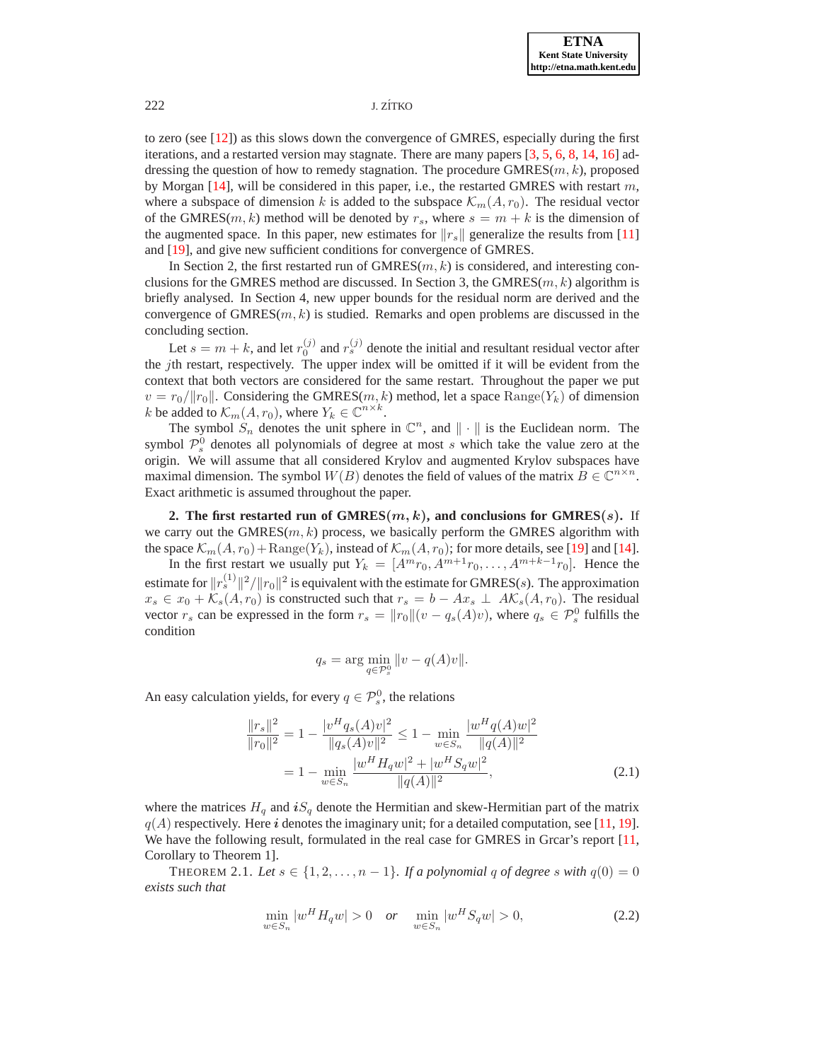to zero (see [12]) as this slows down the convergence of GMRES, especially during the first iterations, and a restarted version may stagnate. There are many papers [3, 5, 6, 8, 14, 16] addressing the question of how to remedy stagnation. The procedure GMRES($m,k$), proposed by Morgan [14], will be considered in this paper, i.e., the restarted GMRES with restart $m$, where a subspace of dimension $k$ is added to the subspace $\mathcal{K}_m(A, r_0)$. The residual vector of the GMRES($m,k$) method will be denoted by $r_s$, where $s = m + k$ is the dimension of the augmented space. In this paper, new estimates for $\|r_s\|$ generalize the results from [11] and [19], and give new sufficient conditions for convergence of GMRES.

In Section 2, the first restarted run of GMRES($m,k$) is considered, and interesting conclusions for the GMRES method are discussed. In Section 3, the GMRES($m,k$) algorithm is briefly analysed. In Section 4, new upper bounds for the residual norm are derived and the convergence of GMRES($m,k$) is studied. Remarks and open problems are discussed in the concluding section.

Let $s = m + k$, and let $r_0^{(j)}$ and $r_s^{(j)}$ denote the initial and resultant residual vector after the $j$th restart, respectively. The upper index will be omitted if it will be evident from the context that both vectors are considered for the same restart. Throughout the paper we put $v = r_0/\|r_0\|$. Considering the GMRES($m,k$) method, let a space $\mathrm{Range}(Y_k)$ of dimension $k$ be added to $\mathcal{K}_m(A, r_0)$, where $Y_k \in \mathbb{C}^{n\times k}$.

The symbol $S_n$ denotes the unit sphere in $\mathbb{C}^n$, and $\|\cdot\|$ is the Euclidean norm. The symbol $\mathcal{P}_s^0$ denotes all polynomials of degree at most $s$ which take the value zero at the origin. We will assume that all considered Krylov and augmented Krylov subspaces have maximal dimension. The symbol $W(B)$ denotes the field of values of the matrix $B \in \mathbb{C}^{n\times n}$. Exact arithmetic is assumed throughout the paper.

## 2. The first restarted run of GMRES($m,k$), and conclusions for GMRES($s$).

If we carry out the GMRES($m,k$) process, we basically perform the GMRES algorithm with the space $\mathcal{K}_m(A, r_0) + \mathrm{Range}(Y_k)$, instead of $\mathcal{K}_m(A, r_0)$; for more details, see [19] and [14].

In the first restart we usually put $Y_k = [A^m r_0, A^{m+1} r_0, \ldots, A^{m+k-1} r_0]$. Hence the estimate for $\|r_s^{(1)}\|^2/\|r_0\|^2$ is equivalent with the estimate for GMRES($s$). The approximation $x_s \in x_0 + \mathcal{K}_s(A, r_0)$ is constructed such that $r_s = b - Ax_s \perp A\mathcal{K}_s(A, r_0)$. The residual vector $r_s$ can be expressed in the form $r_s = \|r_0\|(v - q_s(A)v)$, where $q_s \in \mathcal{P}_s^0$ fulfills the condition

$$q_s = \arg\min_{q\in\mathcal{P}_s^0} \|v - q(A)v\|.$$

An easy calculation yields, for every $q \in \mathcal{P}_s^0$, the relations

$$\begin{aligned}
\frac{\|r_s\|^2}{\|r_0\|^2} &= 1 - \frac{|v^H q_s(A)v|^2}{\|q_s(A)v\|^2} \leq 1 - \min_{w\in S_n} \frac{|w^H q(A)w|^2}{\|q(A)\|^2} \\
&= 1 - \min_{w\in S_n} \frac{|w^H H_q w|^2 + |w^H S_q w|^2}{\|q(A)\|^2},
\end{aligned} \tag{2.1}$$

where the matrices $H_q$ and $\boldsymbol{i}S_q$ denote the Hermitian and skew-Hermitian part of the matrix $q(A)$ respectively. Here $\boldsymbol{i}$ denotes the imaginary unit; for a detailed computation, see [11, 19]. We have the following result, formulated in the real case for GMRES in Grcar's report [11, Corollary to Theorem 1].

THEOREM 2.1. *Let $s \in \{1, 2, \ldots, n-1\}$. If a polynomial $q$ of degree $s$ with $q(0) = 0$ exists such that*

$$\min_{w\in S_n} |w^H H_q w| > 0 \quad \textit{or} \quad \min_{w\in S_n} |w^H S_q w| > 0, \tag{2.2}$$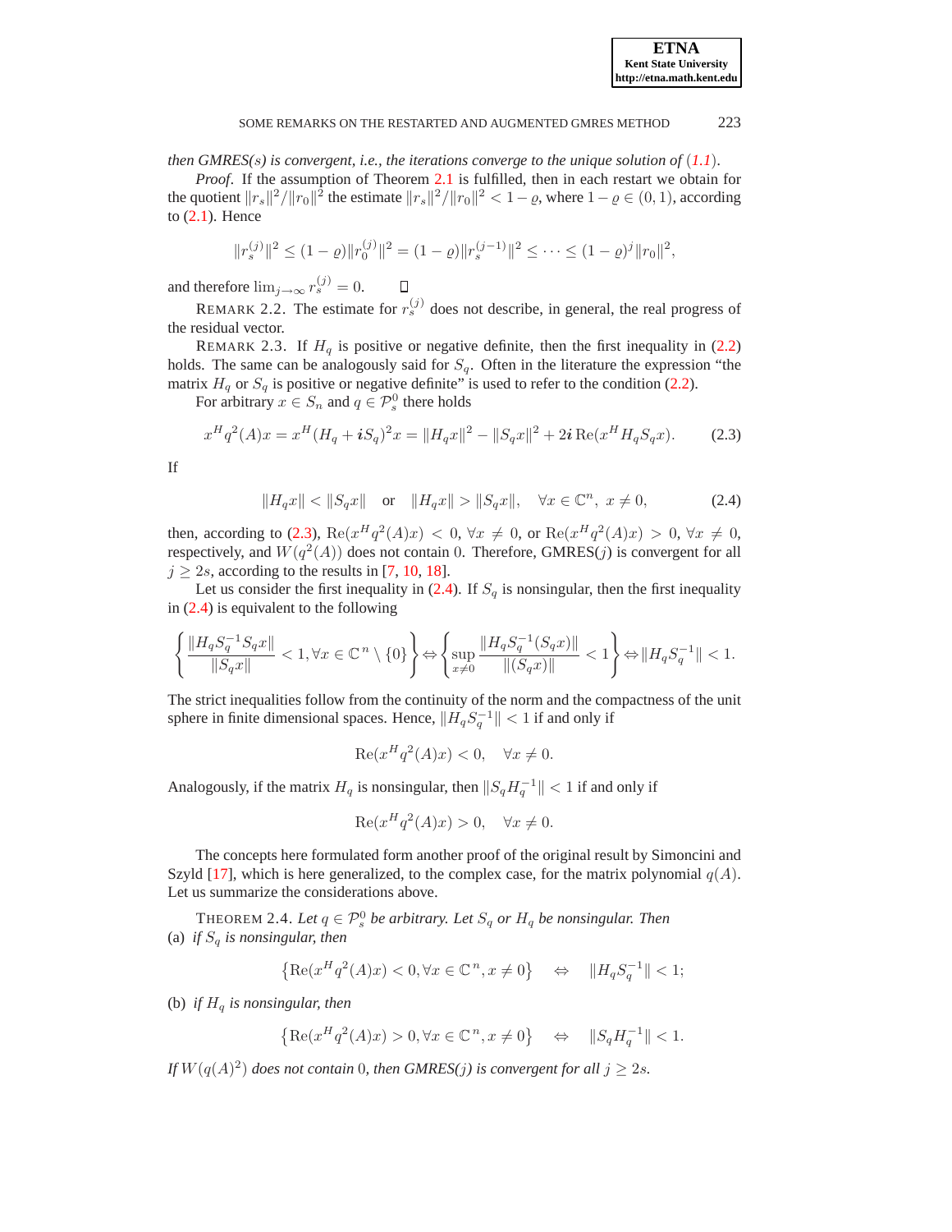*then GMRES(s) is convergent, i.e., the iterations converge to the unique solution of (1.1).*

*Proof*. If the assumption of Theorem 2.1 is fulfilled, then in each restart we obtain for the quotient $\|r_s\|^2/\|r_0\|^2$ the estimate $\|r_s\|^2/\|r_0\|^2 < 1-\varrho$, where $1-\varrho \in (0,1)$, according to (2.1). Hence

$$\|r_s^{(j)}\|^2 \leq (1-\varrho)\|r_0^{(j)}\|^2 = (1-\varrho)\|r_s^{(j-1)}\|^2 \leq \cdots \leq (1-\varrho)^j\|r_0\|^2,$$

and therefore $\lim_{j\to\infty} r_s^{(j)} = 0$. $\square$

REMARK 2.2. The estimate for $r_s^{(j)}$ does not describe, in general, the real progress of the residual vector.

REMARK 2.3. If $H_q$ is positive or negative definite, then the first inequality in (2.2) holds. The same can be analogously said for $S_q$. Often in the literature the expression "the matrix $H_q$ or $S_q$ is positive or negative definite" is used to refer to the condition (2.2).

For arbitrary $x \in S_n$ and $q \in \mathcal{P}_s^0$ there holds

$$x^H q^2(A)x = x^H(H_q + \boldsymbol{i}S_q)^2 x = \|H_q x\|^2 - \|S_q x\|^2 + 2\boldsymbol{i}\,\mathrm{Re}(x^H H_q S_q x). \tag{2.3}$$

If

$$\|H_q x\| < \|S_q x\| \quad \text{or} \quad \|H_q x\| > \|S_q x\|, \quad \forall x \in \mathbb{C}^n,\ x \neq 0, \tag{2.4}$$

then, according to (2.3), $\mathrm{Re}(x^H q^2(A)x) < 0$, $\forall x \neq 0$, or $\mathrm{Re}(x^H q^2(A)x) > 0$, $\forall x \neq 0$, respectively, and $W(q^2(A))$ does not contain $0$. Therefore, GMRES($j$) is convergent for all $j \geq 2s$, according to the results in [7, 10, 18].

Let us consider the first inequality in (2.4). If $S_q$ is nonsingular, then the first inequality in (2.4) is equivalent to the following

$$\left\{\frac{\|H_q S_q^{-1} S_q x\|}{\|S_q x\|} < 1, \forall x \in \mathbb{C}^n \setminus \{0\}\right\} \Leftrightarrow \left\{\sup_{x\neq 0} \frac{\|H_q S_q^{-1}(S_q x)\|}{\|(S_q x)\|} < 1\right\} \Leftrightarrow \|H_q S_q^{-1}\| < 1.$$

The strict inequalities follow from the continuity of the norm and the compactness of the unit sphere in finite dimensional spaces. Hence, $\|H_q S_q^{-1}\| < 1$ if and only if

$$\mathrm{Re}(x^H q^2(A)x) < 0, \quad \forall x \neq 0.$$

Analogously, if the matrix $H_q$ is nonsingular, then $\|S_q H_q^{-1}\| < 1$ if and only if

$$\mathrm{Re}(x^H q^2(A)x) > 0, \quad \forall x \neq 0.$$

The concepts here formulated form another proof of the original result by Simoncini and Szyld [17], which is here generalized, to the complex case, for the matrix polynomial $q(A)$. Let us summarize the considerations above.

THEOREM 2.4. *Let $q \in \mathcal{P}_s^0$ be arbitrary. Let $S_q$ or $H_q$ be nonsingular. Then*
(a) *if $S_q$ is nonsingular, then*

$$\left\{\mathrm{Re}(x^H q^2(A)x) < 0, \forall x \in \mathbb{C}^n, x \neq 0\right\} \quad \Leftrightarrow \quad \|H_q S_q^{-1}\| < 1;$$

(b) *if $H_q$ is nonsingular, then*

$$\left\{\mathrm{Re}(x^H q^2(A)x) > 0, \forall x \in \mathbb{C}^n, x \neq 0\right\} \quad \Leftrightarrow \quad \|S_q H_q^{-1}\| < 1.$$

*If $W(q(A)^2)$ does not contain $0$, then GMRES(j) is convergent for all $j \geq 2s$.*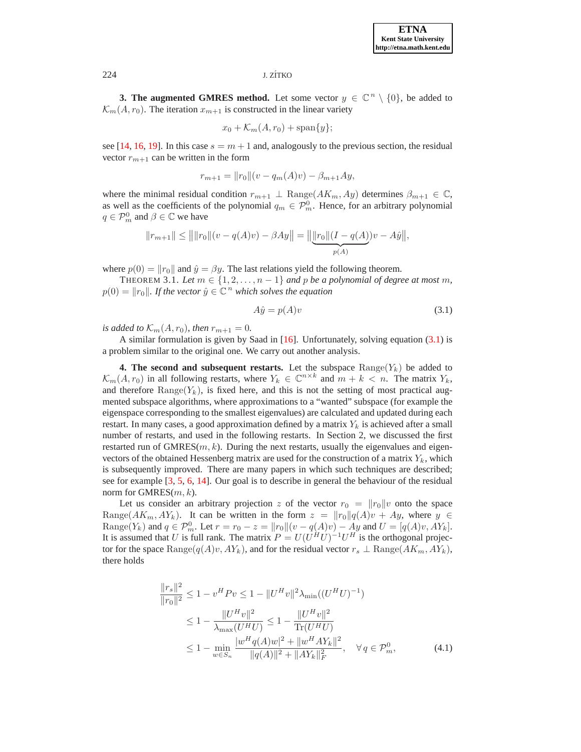**3. The augmented GMRES method.** Let some vector $y \in \mathbb{C}^n \setminus \{0\}$, be added to $\mathcal{K}_m(A, r_0)$. The iteration $x_{m+1}$ is constructed in the linear variety

$$x_0 + \mathcal{K}_m(A, r_0) + \mathrm{span}\{y\};$$

see [14, 16, 19]. In this case $s = m + 1$ and, analogously to the previous section, the residual vector $r_{m+1}$ can be written in the form

$$r_{m+1} = \|r_0\|(v - q_m(A)v) - \beta_{m+1} Ay,$$

where the minimal residual condition $r_{m+1} \perp \mathrm{Range}(AK_m, Ay)$ determines $\beta_{m+1} \in \mathbb{C}$, as well as the coefficients of the polynomial $q_m \in \mathcal{P}_m^0$. Hence, for an arbitrary polynomial $q \in \mathcal{P}_m^0$ and $\beta \in \mathbb{C}$ we have

$$\|r_{m+1}\| \le \big\| \|r_0\|(v - q(A)v) - \beta Ay \big\| = \big\| \underbrace{\|r_0\|(I - q(A))}_{p(A)} v - A\hat{y} \big\|,$$

where $p(0) = \|r_0\|$ and $\hat{y} = \beta y$. The last relations yield the following theorem.

THEOREM 3.1. *Let $m \in \{1, 2, \ldots, n-1\}$ and $p$ be a polynomial of degree at most $m$, $p(0) = \|r_0\|$. If the vector $\hat{y} \in \mathbb{C}^n$ which solves the equation*

$$A\hat{y} = p(A)v \tag{3.1}$$

*is added to $\mathcal{K}_m(A, r_0)$, then $r_{m+1} = 0$.*

A similar formulation is given by Saad in [16]. Unfortunately, solving equation (3.1) is a problem similar to the original one. We carry out another analysis.

**4. The second and subsequent restarts.** Let the subspace $\mathrm{Range}(Y_k)$ be added to $\mathcal{K}_m(A, r_0)$ in all following restarts, where $Y_k \in \mathbb{C}^{n \times k}$ and $m + k < n$. The matrix $Y_k$, and therefore $\mathrm{Range}(Y_k)$, is fixed here, and this is not the setting of most practical augmented subspace algorithms, where approximations to a "wanted" subspace (for example the eigenspace corresponding to the smallest eigenvalues) are calculated and updated during each restart. In many cases, a good approximation defined by a matrix $Y_k$ is achieved after a small number of restarts, and used in the following restarts. In Section 2, we discussed the first restarted run of GMRES$(m, k)$. During the next restarts, usually the eigenvalues and eigenvectors of the obtained Hessenberg matrix are used for the construction of a matrix $Y_k$, which is subsequently improved. There are many papers in which such techniques are described; see for example [3, 5, 6, 14]. Our goal is to describe in general the behaviour of the residual norm for GMRES$(m, k)$.

Let us consider an arbitrary projection $z$ of the vector $r_0 = \|r_0\|v$ onto the space $\mathrm{Range}(AK_m, AY_k)$. It can be written in the form $z = \|r_0\|q(A)v + Ay$, where $y \in \mathrm{Range}(Y_k)$ and $q \in \mathcal{P}_m^0$. Let $r = r_0 - z = \|r_0\|(v - q(A)v) - Ay$ and $U = [q(A)v, AY_k]$. It is assumed that $U$ is full rank. The matrix $P = U(U^H U)^{-1} U^H$ is the orthogonal projector for the space $\mathrm{Range}(q(A)v, AY_k)$, and for the residual vector $r_s \perp \mathrm{Range}(AK_m, AY_k)$, there holds

$$\begin{aligned}
\frac{\|r_s\|^2}{\|r_0\|^2} &\le 1 - v^H P v \le 1 - \|U^H v\|^2 \lambda_{\min}((U^H U)^{-1}) \\
&\le 1 - \frac{\|U^H v\|^2}{\lambda_{\max}(U^H U)} \le 1 - \frac{\|U^H v\|^2}{\mathrm{Tr}(U^H U)} \\
&\le 1 - \min_{w \in S_n} \frac{|w^H q(A) w|^2 + \|w^H A Y_k\|^2}{\|q(A)\|^2 + \|AY_k\|_F^2}, \quad \forall\, q \in \mathcal{P}_m^0,
\end{aligned} \tag{4.1}$$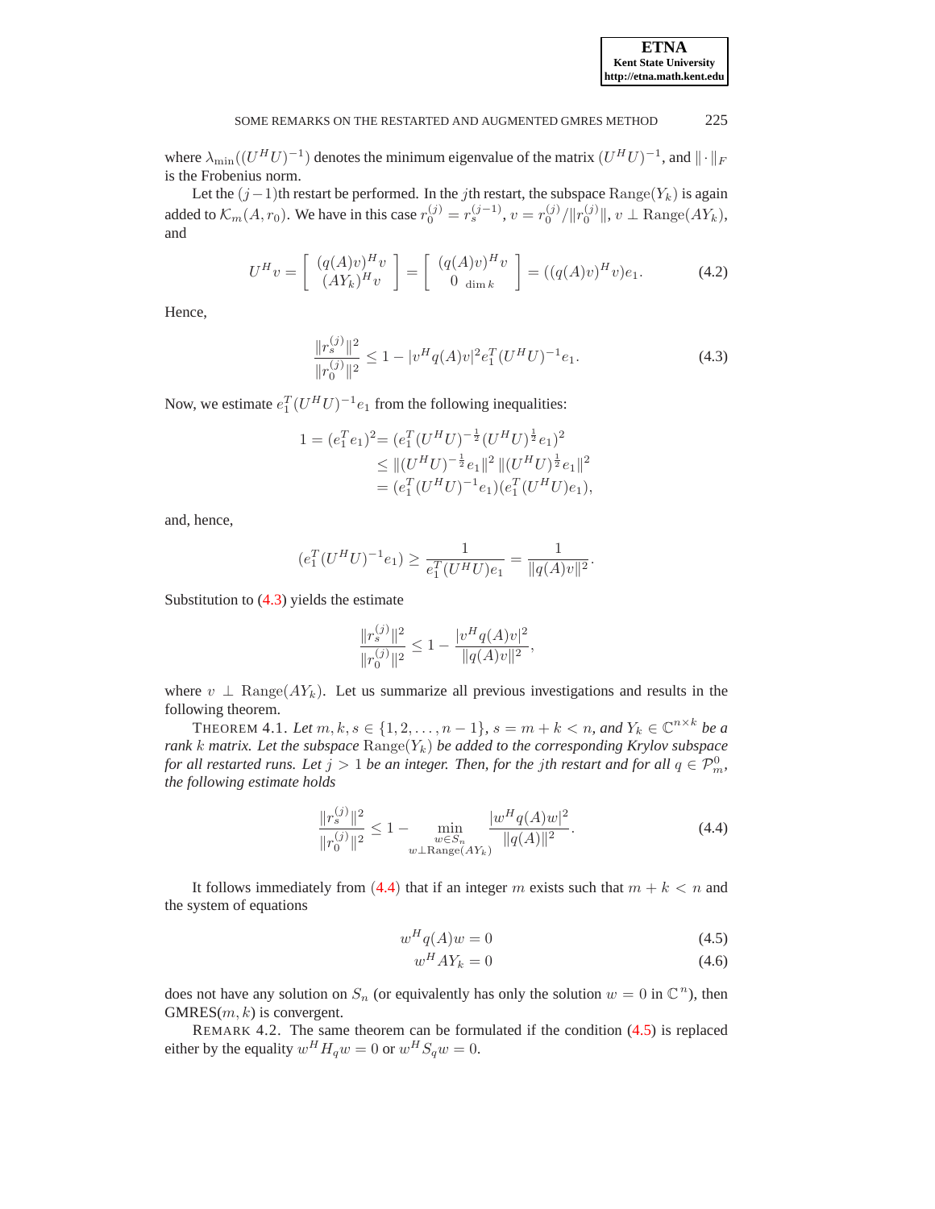where $\lambda_{\min}((U^H U)^{-1})$ denotes the minimum eigenvalue of the matrix $(U^H U)^{-1}$, and $\|\cdot\|_F$ is the Frobenius norm.

Let the $(j-1)$th restart be performed. In the $j$th restart, the subspace $\mathrm{Range}(Y_k)$ is again added to $\mathcal{K}_m(A, r_0)$. We have in this case $r_0^{(j)} = r_s^{(j-1)}$, $v = r_0^{(j)}/\|r_0^{(j)}\|$, $v \perp \mathrm{Range}(AY_k)$, and

$$U^H v = \begin{bmatrix} (q(A)v)^H v \\ (AY_k)^H v \end{bmatrix} = \begin{bmatrix} (q(A)v)^H v \\ 0_{\ \dim k} \end{bmatrix} = ((q(A)v)^H v) e_1. \tag{4.2}$$

Hence,

$$\frac{\|r_s^{(j)}\|^2}{\|r_0^{(j)}\|^2} \leq 1 - |v^H q(A) v|^2 e_1^T (U^H U)^{-1} e_1. \tag{4.3}$$

Now, we estimate $e_1^T (U^H U)^{-1} e_1$ from the following inequalities:

$$\begin{aligned} 1 = (e_1^T e_1)^2 &= (e_1^T (U^H U)^{-\frac{1}{2}} (U^H U)^{\frac{1}{2}} e_1)^2 \\ &\leq \|(U^H U)^{-\frac{1}{2}} e_1\|^2 \, \|(U^H U)^{\frac{1}{2}} e_1\|^2 \\ &= (e_1^T (U^H U)^{-1} e_1)(e_1^T (U^H U) e_1), \end{aligned}$$

and, hence,

$$(e_1^T (U^H U)^{-1} e_1) \geq \frac{1}{e_1^T (U^H U) e_1} = \frac{1}{\|q(A)v\|^2}.$$

Substitution to (4.3) yields the estimate

$$\frac{\|r_s^{(j)}\|^2}{\|r_0^{(j)}\|^2} \leq 1 - \frac{|v^H q(A) v|^2}{\|q(A)v\|^2},$$

where $v \perp \mathrm{Range}(AY_k)$. Let us summarize all previous investigations and results in the following theorem.

THEOREM 4.1. *Let $m, k, s \in \{1, 2, \ldots, n-1\}$, $s = m + k < n$, and $Y_k \in \mathbb{C}^{n \times k}$ be a rank $k$ matrix. Let the subspace $\mathrm{Range}(Y_k)$ be added to the corresponding Krylov subspace for all restarted runs. Let $j > 1$ be an integer. Then, for the $j$th restart and for all $q \in \mathcal{P}_m^0$, the following estimate holds*

$$\frac{\|r_s^{(j)}\|^2}{\|r_0^{(j)}\|^2} \leq 1 - \min_{\substack{w \in S_n \\ w \perp \mathrm{Range}(AY_k)}} \frac{|w^H q(A) w|^2}{\|q(A)\|^2}. \tag{4.4}$$

It follows immediately from (4.4) that if an integer $m$ exists such that $m + k < n$ and the system of equations

$$w^H q(A) w = 0 \tag{4.5}$$

$$w^H A Y_k = 0 \tag{4.6}$$

does not have any solution on $S_n$ (or equivalently has only the solution $w = 0$ in $\mathbb{C}^n$), then GMRES($m, k$) is convergent.

REMARK 4.2. The same theorem can be formulated if the condition (4.5) is replaced either by the equality $w^H H_q w = 0$ or $w^H S_q w = 0$.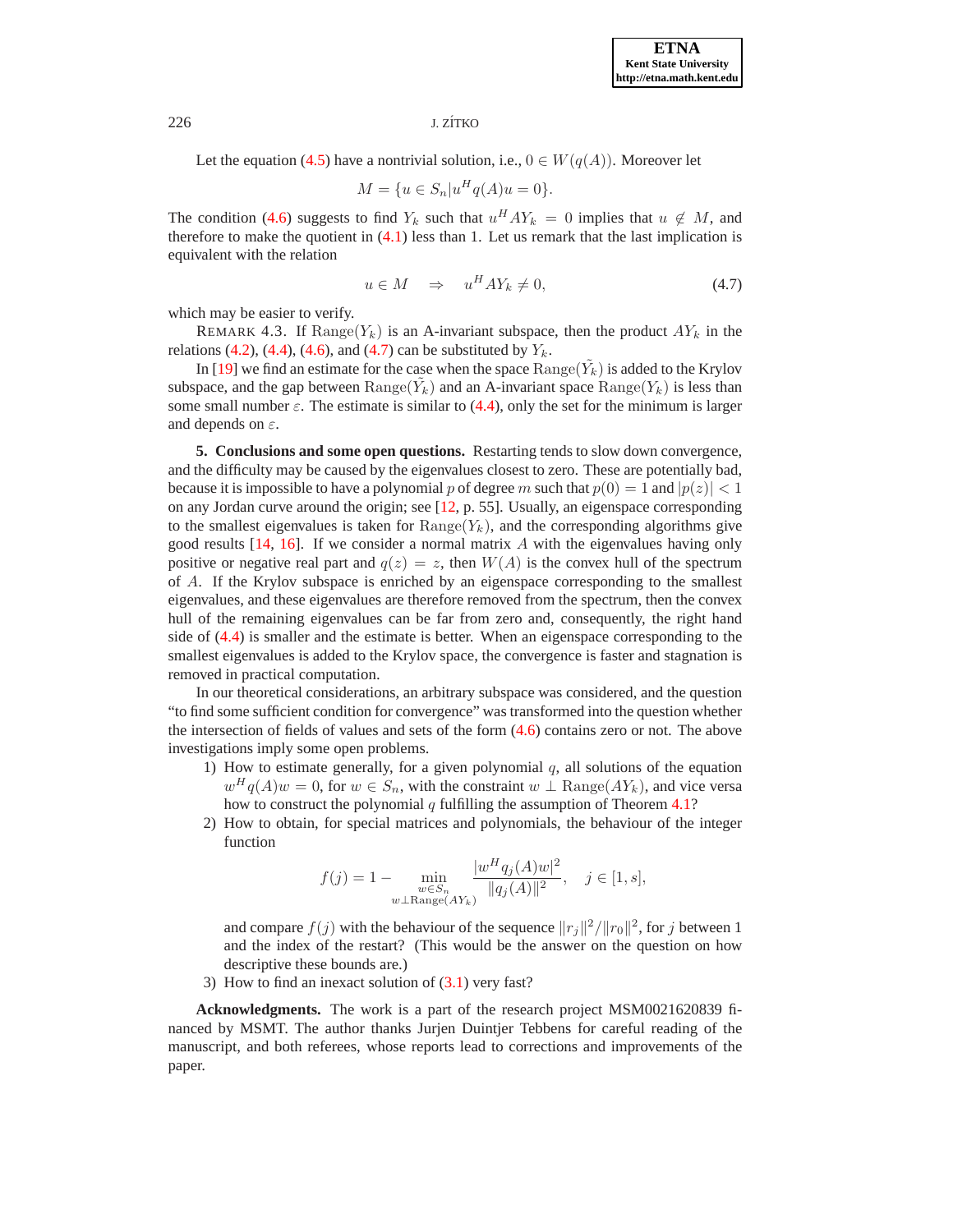Let the equation (4.5) have a nontrivial solution, i.e., $0 \in W(q(A))$. Moreover let

$$M = \{u \in S_n | u^H q(A) u = 0\}.$$

The condition (4.6) suggests to find $Y_k$ such that $u^H A Y_k = 0$ implies that $u \notin M$, and therefore to make the quotient in (4.1) less than 1. Let us remark that the last implication is equivalent with the relation

$$u \in M \quad \Rightarrow \quad u^H A Y_k \neq 0, \tag{4.7}$$

which may be easier to verify.

REMARK 4.3. If $\mathrm{Range}(Y_k)$ is an A-invariant subspace, then the product $AY_k$ in the relations (4.2), (4.4), (4.6), and (4.7) can be substituted by $Y_k$.

In [19] we find an estimate for the case when the space $\mathrm{Range}(\tilde{Y}_k)$ is added to the Krylov subspace, and the gap between $\mathrm{Range}(\tilde{Y}_k)$ and an A-invariant space $\mathrm{Range}(Y_k)$ is less than some small number $\varepsilon$. The estimate is similar to (4.4), only the set for the minimum is larger and depends on $\varepsilon$.

**5. Conclusions and some open questions.** Restarting tends to slow down convergence, and the difficulty may be caused by the eigenvalues closest to zero. These are potentially bad, because it is impossible to have a polynomial $p$ of degree $m$ such that $p(0) = 1$ and $|p(z)| < 1$ on any Jordan curve around the origin; see [12, p. 55]. Usually, an eigenspace corresponding to the smallest eigenvalues is taken for $\mathrm{Range}(Y_k)$, and the corresponding algorithms give good results [14, 16]. If we consider a normal matrix $A$ with the eigenvalues having only positive or negative real part and $q(z) = z$, then $W(A)$ is the convex hull of the spectrum of $A$. If the Krylov subspace is enriched by an eigenspace corresponding to the smallest eigenvalues, and these eigenvalues are therefore removed from the spectrum, then the convex hull of the remaining eigenvalues can be far from zero and, consequently, the right hand side of (4.4) is smaller and the estimate is better. When an eigenspace corresponding to the smallest eigenvalues is added to the Krylov space, the convergence is faster and stagnation is removed in practical computation.

In our theoretical considerations, an arbitrary subspace was considered, and the question "to find some sufficient condition for convergence" was transformed into the question whether the intersection of fields of values and sets of the form (4.6) contains zero or not. The above investigations imply some open problems.

1) How to estimate generally, for a given polynomial $q$, all solutions of the equation $w^H q(A) w = 0$, for $w \in S_n$, with the constraint $w \perp \mathrm{Range}(AY_k)$, and vice versa how to construct the polynomial $q$ fulfilling the assumption of Theorem 4.1?
2) How to obtain, for special matrices and polynomials, the behaviour of the integer function

$$f(j) = 1 - \min_{\substack{w \in S_n \\ w \perp \mathrm{Range}(AY_k)}} \frac{|w^H q_j(A) w|^2}{\|q_j(A)\|^2}, \quad j \in [1, s],$$

and compare $f(j)$ with the behaviour of the sequence $\|r_j\|^2 / \|r_0\|^2$, for $j$ between 1 and the index of the restart? (This would be the answer on the question on how descriptive these bounds are.)
3) How to find an inexact solution of (3.1) very fast?

**Acknowledgments.** The work is a part of the research project MSM0021620839 financed by MSMT. The author thanks Jurjen Duintjer Tebbens for careful reading of the manuscript, and both referees, whose reports lead to corrections and improvements of the paper.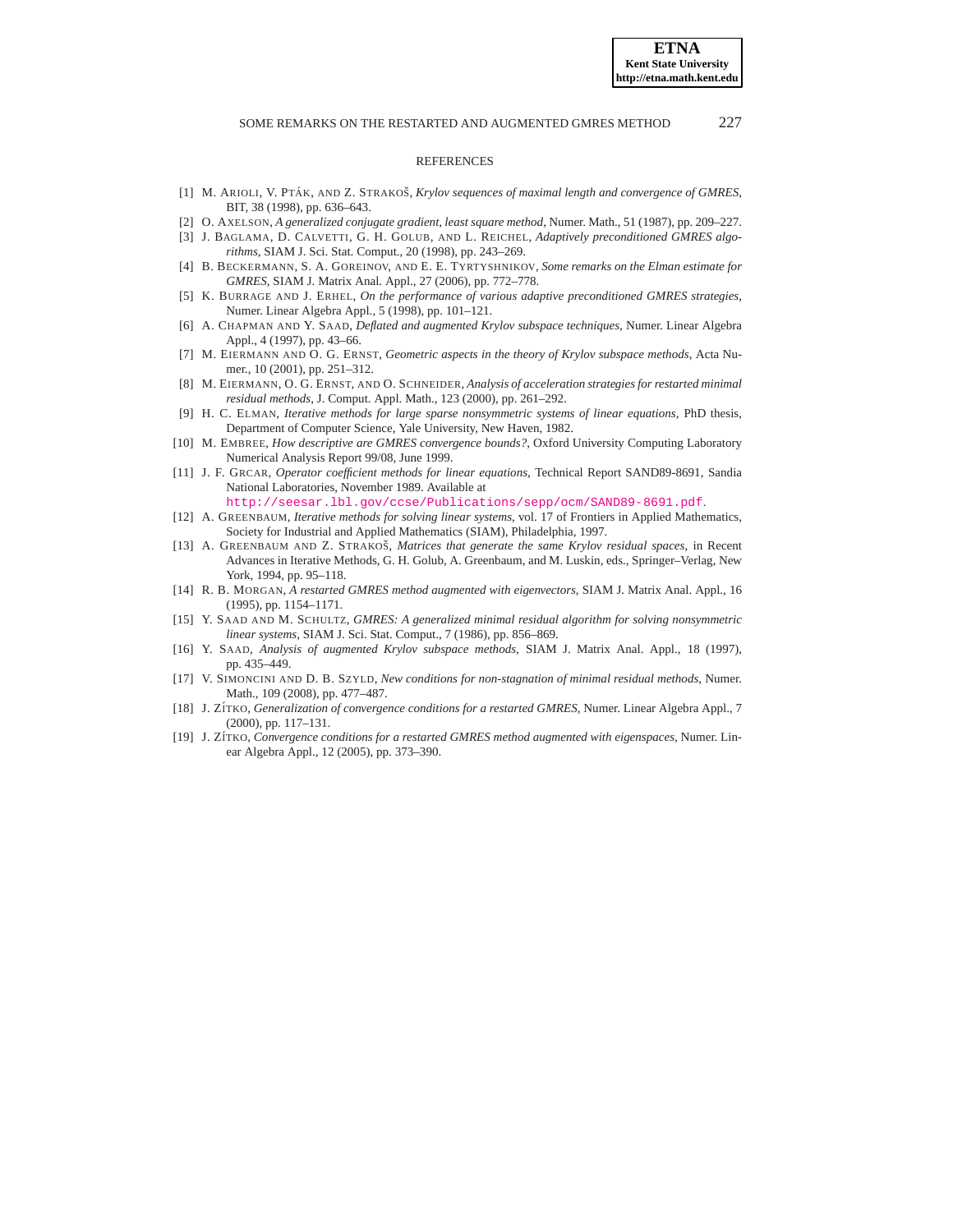## REFERENCES

[1] M. Arioli, V. Pták, and Z. Strakoš, *Krylov sequences of maximal length and convergence of GMRES*, BIT, 38 (1998), pp. 636–643.

[2] O. Axelson, *A generalized conjugate gradient, least square method*, Numer. Math., 51 (1987), pp. 209–227.

[3] J. Baglama, D. Calvetti, G. H. Golub, and L. Reichel, *Adaptively preconditioned GMRES algorithms*, SIAM J. Sci. Stat. Comput., 20 (1998), pp. 243–269.

[4] B. Beckermann, S. A. Goreinov, and E. E. Tyrtyshnikov, *Some remarks on the Elman estimate for GMRES*, SIAM J. Matrix Anal. Appl., 27 (2006), pp. 772–778.

[5] K. Burrage and J. Erhel, *On the performance of various adaptive preconditioned GMRES strategies*, Numer. Linear Algebra Appl., 5 (1998), pp. 101–121.

[6] A. Chapman and Y. Saad, *Deflated and augmented Krylov subspace techniques*, Numer. Linear Algebra Appl., 4 (1997), pp. 43–66.

[7] M. Eiermann and O. G. Ernst, *Geometric aspects in the theory of Krylov subspace methods*, Acta Numer., 10 (2001), pp. 251–312.

[8] M. Eiermann, O. G. Ernst, and O. Schneider, *Analysis of acceleration strategies for restarted minimal residual methods*, J. Comput. Appl. Math., 123 (2000), pp. 261–292.

[9] H. C. Elman, *Iterative methods for large sparse nonsymmetric systems of linear equations*, PhD thesis, Department of Computer Science, Yale University, New Haven, 1982.

[10] M. Embree, *How descriptive are GMRES convergence bounds?*, Oxford University Computing Laboratory Numerical Analysis Report 99/08, June 1999.

[11] J. F. Grcar, *Operator coefficient methods for linear equations*, Technical Report SAND89-8691, Sandia National Laboratories, November 1989. Available at http://seesar.lbl.gov/ccse/Publications/sepp/ocm/SAND89-8691.pdf.

[12] A. Greenbaum, *Iterative methods for solving linear systems*, vol. 17 of Frontiers in Applied Mathematics, Society for Industrial and Applied Mathematics (SIAM), Philadelphia, 1997.

[13] A. Greenbaum and Z. Strakoš, *Matrices that generate the same Krylov residual spaces*, in Recent Advances in Iterative Methods, G. H. Golub, A. Greenbaum, and M. Luskin, eds., Springer–Verlag, New York, 1994, pp. 95–118.

[14] R. B. Morgan, *A restarted GMRES method augmented with eigenvectors*, SIAM J. Matrix Anal. Appl., 16 (1995), pp. 1154–1171.

[15] Y. Saad and M. Schultz, *GMRES: A generalized minimal residual algorithm for solving nonsymmetric linear systems*, SIAM J. Sci. Stat. Comput., 7 (1986), pp. 856–869.

[16] Y. Saad, *Analysis of augmented Krylov subspace methods*, SIAM J. Matrix Anal. Appl., 18 (1997), pp. 435–449.

[17] V. Simoncini and D. B. Szyld, *New conditions for non-stagnation of minimal residual methods*, Numer. Math., 109 (2008), pp. 477–487.

[18] J. Zítko, *Generalization of convergence conditions for a restarted GMRES*, Numer. Linear Algebra Appl., 7 (2000), pp. 117–131.

[19] J. Zítko, *Convergence conditions for a restarted GMRES method augmented with eigenspaces*, Numer. Linear Algebra Appl., 12 (2005), pp. 373–390.